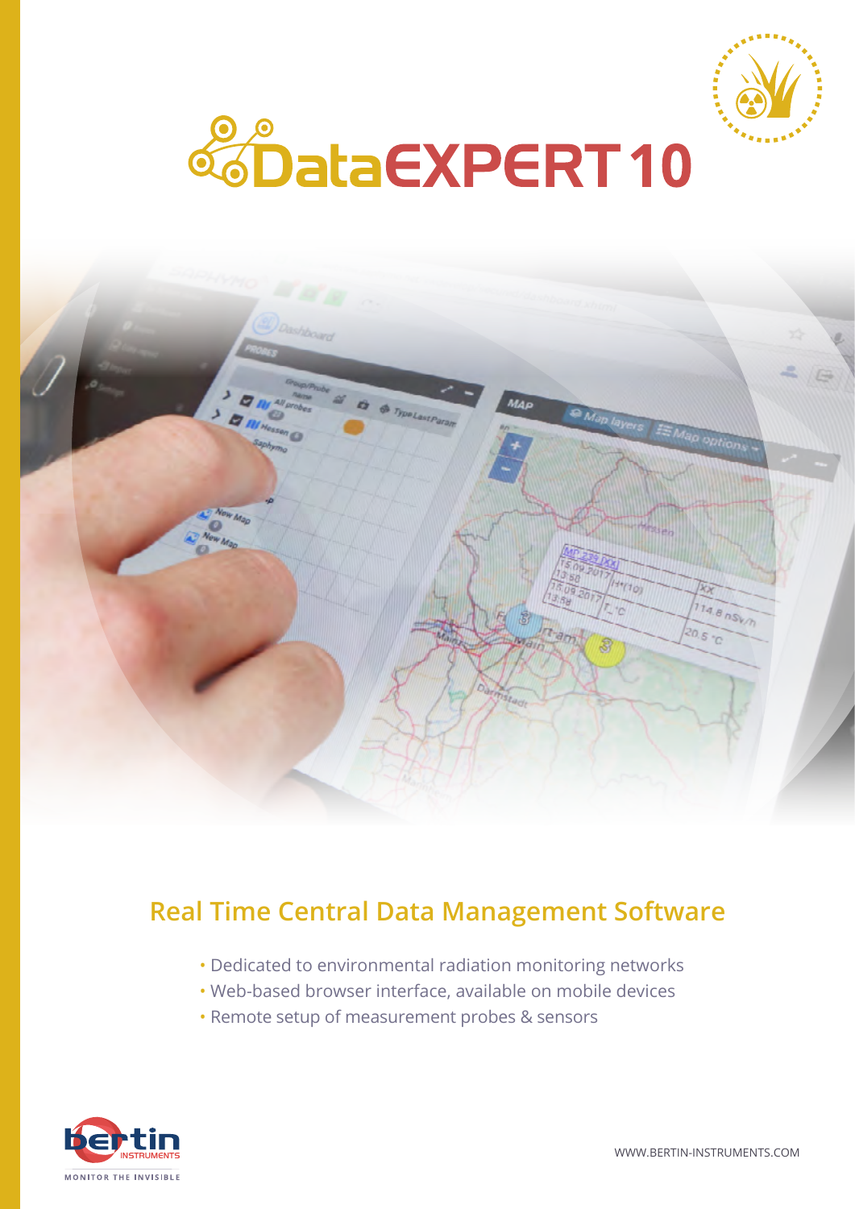# DataEXPERT 10

## Real Time Central Data Management Software

- Dedicated to environmental radiation monitoring networks
- Web-based browser interface, available on mobile devices
- Remote setup of measurement probes & sensors

bertin INSTRUMENTS

MONITOR THE INVISIBLE

WWW.BERTIN-INSTRUMENTS.COM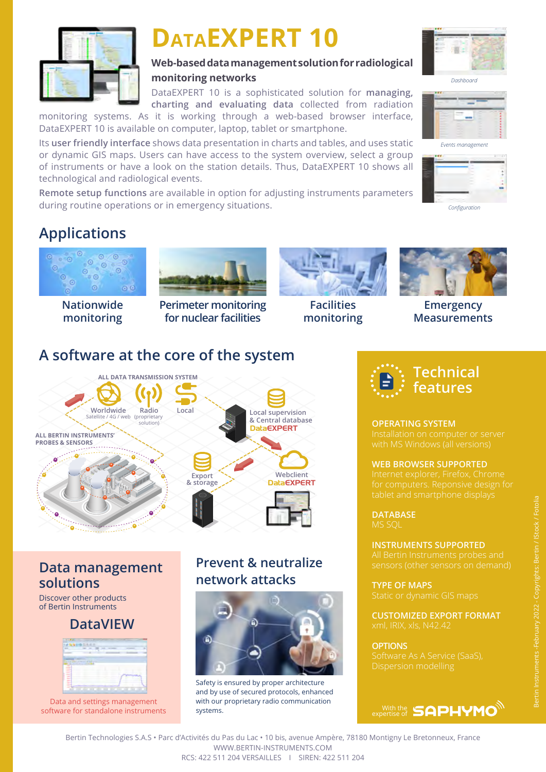# DataEXPERT 10

### Web-based data management solution for radiological monitoring networks

DataEXPERT 10 is a sophisticated solution for **managing, charting and evaluating data** collected from radiation monitoring systems. As it is working through a web-based browser interface, DataEXPERT 10 is available on computer, laptop, tablet or smartphone.

Its **user friendly interface** shows data presentation in charts and tables, and uses static or dynamic GIS maps. Users can have access to the system overview, select a group of instruments or have a look on the station details. Thus, DataEXPERT 10 shows all technological and radiological events.

**Remote setup functions** are available in option for adjusting instruments parameters during routine operations or in emergency situations.

*Dashboard*

*Events management*

*Configuration*

## Applications

- Nationwide monitoring
- Perimeter monitoring for nuclear facilities
- Facilities monitoring
- Emergency Measurements

## A software at the core of the system

ALL DATA TRANSMISSION SYSTEM
Worldwide
Satellite / 4G / web
Radio
(proprietary solution)
Local
ALL BERTIN INSTRUMENTS' PROBES & SENSORS
Local supervision & Central database
DataEXPERT
Export & storage
Webclient
DataEXPERT

## Technical features

**OPERATING SYSTEM**
Installation on computer or server with MS Windows (all versions)

**WEB BROWSER SUPPORTED**
Internet explorer, Firefox, Chrome for computers. Reponsive design for tablet and smartphone displays

**DATABASE**
MS SQL

**INSTRUMENTS SUPPORTED**
All Bertin Instruments probes and sensors (other sensors on demand)

**TYPE OF MAPS**
Static or dynamic GIS maps

**CUSTOMIZED EXPORT FORMAT**
xml, IRIX, xls, N42.42

**OPTIONS**
Software As A Service (SaaS), Dispersion modelling

With the expertise of SAPHYMO

## Data management solutions

Discover other products of Bertin Instruments

### DataVIEW

Data and settings management software for standalone instruments

## Prevent & neutralize network attacks

Safety is ensured by proper architecture and by use of secured protocols, enhanced with our proprietary radio communication systems.

Bertin Instruments -February 2022 - Copyrights: Bertin / iStock / Fotolia

Bertin Technologies S.A.S • Parc d'Activités du Pas du Lac • 10 bis, avenue Ampère, 78180 Montigny Le Bretonneux, France
WWW.BERTIN-INSTRUMENTS.COM
RCS: 422 511 204 VERSAILLES | SIREN: 422 511 204